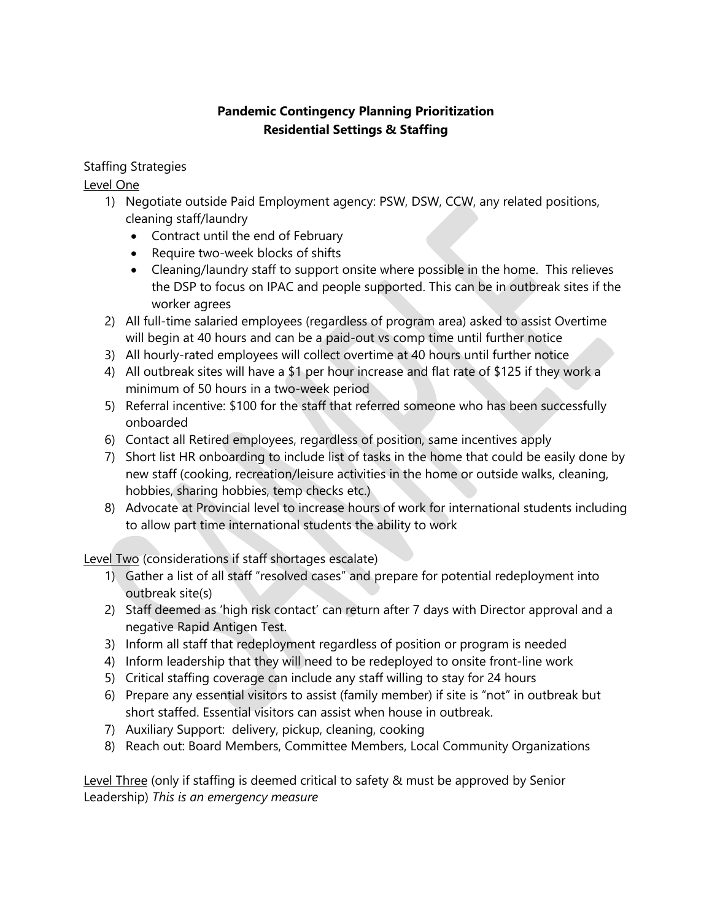**Pandemic Contingency Planning Prioritization**
**Residential Settings & Staffing**

Staffing Strategies

<u>Level One</u>

1) Negotiate outside Paid Employment agency: PSW, DSW, CCW, any related positions, cleaning staff/laundry
   - Contract until the end of February
   - Require two-week blocks of shifts
   - Cleaning/laundry staff to support onsite where possible in the home. This relieves the DSP to focus on IPAC and people supported. This can be in outbreak sites if the worker agrees
2) All full-time salaried employees (regardless of program area) asked to assist Overtime will begin at 40 hours and can be a paid-out vs comp time until further notice
3) All hourly-rated employees will collect overtime at 40 hours until further notice
4) All outbreak sites will have a $1 per hour increase and flat rate of $125 if they work a minimum of 50 hours in a two-week period
5) Referral incentive: $100 for the staff that referred someone who has been successfully onboarded
6) Contact all Retired employees, regardless of position, same incentives apply
7) Short list HR onboarding to include list of tasks in the home that could be easily done by new staff (cooking, recreation/leisure activities in the home or outside walks, cleaning, hobbies, sharing hobbies, temp checks etc.)
8) Advocate at Provincial level to increase hours of work for international students including to allow part time international students the ability to work

<u>Level Two</u> (considerations if staff shortages escalate)

1) Gather a list of all staff "resolved cases" and prepare for potential redeployment into outbreak site(s)
2) Staff deemed as 'high risk contact' can return after 7 days with Director approval and a negative Rapid Antigen Test.
3) Inform all staff that redeployment regardless of position or program is needed
4) Inform leadership that they will need to be redeployed to onsite front-line work
5) Critical staffing coverage can include any staff willing to stay for 24 hours
6) Prepare any essential visitors to assist (family member) if site is "not" in outbreak but short staffed. Essential visitors can assist when house in outbreak.
7) Auxiliary Support: delivery, pickup, cleaning, cooking
8) Reach out: Board Members, Committee Members, Local Community Organizations

<u>Level Three</u> (only if staffing is deemed critical to safety & must be approved by Senior Leadership) *This is an emergency measure*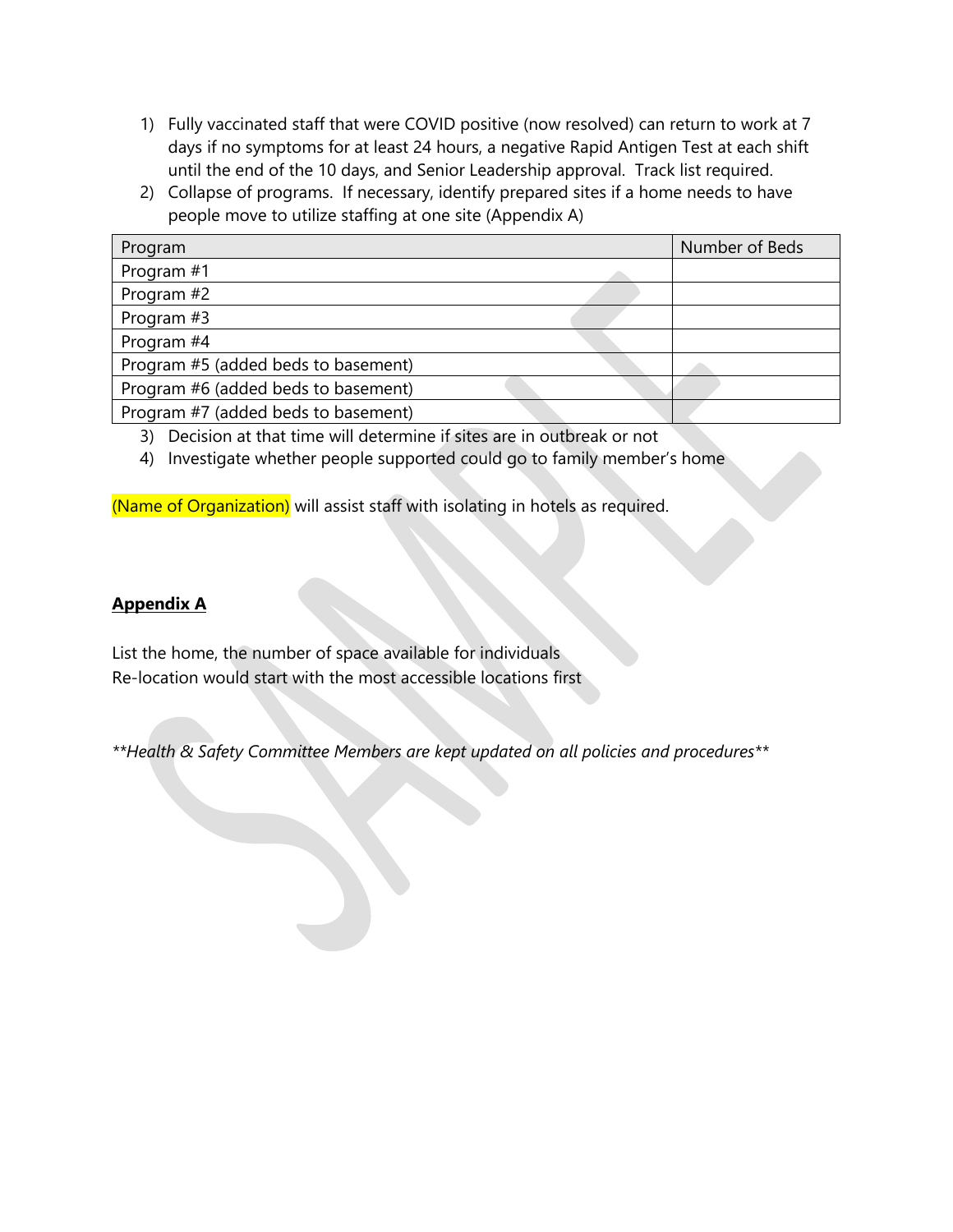1) Fully vaccinated staff that were COVID positive (now resolved) can return to work at 7 days if no symptoms for at least 24 hours, a negative Rapid Antigen Test at each shift until the end of the 10 days, and Senior Leadership approval. Track list required.
2) Collapse of programs. If necessary, identify prepared sites if a home needs to have people move to utilize staffing at one site (Appendix A)

| Program | Number of Beds |
|---|---|
| Program #1 | |
| Program #2 | |
| Program #3 | |
| Program #4 | |
| Program #5 (added beds to basement) | |
| Program #6 (added beds to basement) | |
| Program #7 (added beds to basement) | |

3) Decision at that time will determine if sites are in outbreak or not
4) Investigate whether people supported could go to family member's home

(Name of Organization) will assist staff with isolating in hotels as required.

**Appendix A**

List the home, the number of space available for individuals
Re-location would start with the most accessible locations first

*\*\*Health & Safety Committee Members are kept updated on all policies and procedures\*\**